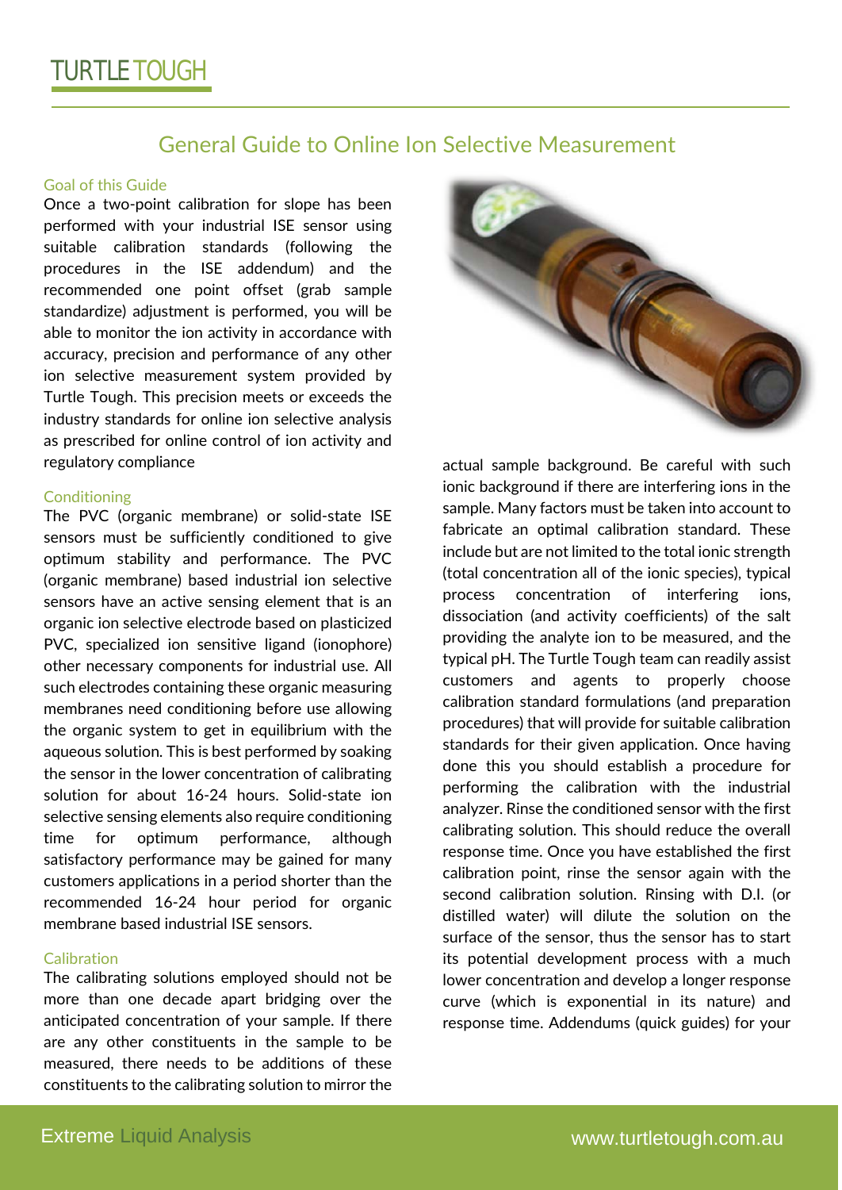# General Guide to Online Ion Selective Measurement

## Goal of this Guide

Once a two-point calibration for slope has been performed with your industrial ISE sensor using suitable calibration standards (following the procedures in the ISE addendum) and the recommended one point offset (grab sample standardize) adjustment is performed, you will be able to monitor the ion activity in accordance with accuracy, precision and performance of any other ion selective measurement system provided by Turtle Tough. This precision meets or exceeds the industry standards for online ion selective analysis as prescribed for online control of ion activity and regulatory compliance

## Conditioning

The PVC (organic membrane) or solid-state ISE sensors must be sufficiently conditioned to give optimum stability and performance. The PVC (organic membrane) based industrial ion selective sensors have an active sensing element that is an organic ion selective electrode based on plasticized PVC, specialized ion sensitive ligand (ionophore) other necessary components for industrial use. All such electrodes containing these organic measuring membranes need conditioning before use allowing the organic system to get in equilibrium with the aqueous solution. This is best performed by soaking the sensor in the lower concentration of calibrating solution for about 16-24 hours. Solid-state ion selective sensing elements also require conditioning time for optimum performance, although satisfactory performance may be gained for many customers applications in a period shorter than the recommended 16-24 hour period for organic membrane based industrial ISE sensors.

## Calibration

The calibrating solutions employed should not be more than one decade apart bridging over the anticipated concentration of your sample. If there are any other constituents in the sample to be measured, there needs to be additions of these constituents to the calibrating solution to mirror the actual sample background. Be careful with such ionic background if there are interfering ions in the sample. Many factors must be taken into account to fabricate an optimal calibration standard. These include but are not limited to the total ionic strength (total concentration all of the ionic species), typical process concentration of interfering ions, dissociation (and activity coefficients) of the salt providing the analyte ion to be measured, and the typical pH. The Turtle Tough team can readily assist customers and agents to properly choose calibration standard formulations (and preparation procedures) that will provide for suitable calibration standards for their given application. Once having done this you should establish a procedure for performing the calibration with the industrial analyzer. Rinse the conditioned sensor with the first calibrating solution. This should reduce the overall response time. Once you have established the first calibration point, rinse the sensor again with the second calibration solution. Rinsing with D.I. (or distilled water) will dilute the solution on the surface of the sensor, thus the sensor has to start its potential development process with a much lower concentration and develop a longer response curve (which is exponential in its nature) and response time. Addendums (quick guides) for your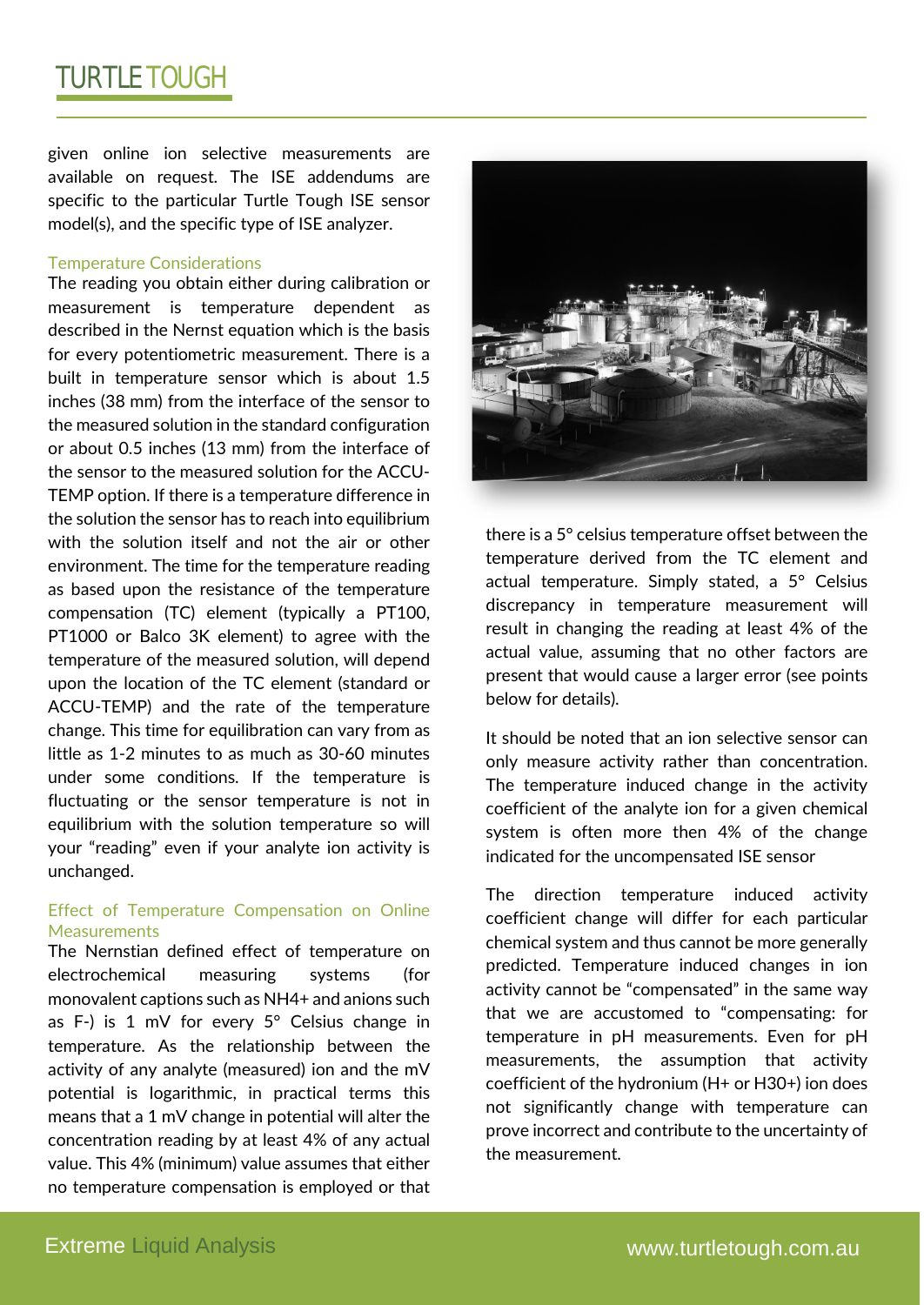given online ion selective measurements are available on request. The ISE addendums are specific to the particular Turtle Tough ISE sensor model(s), and the specific type of ISE analyzer.

### Temperature Considerations

The reading you obtain either during calibration or measurement is temperature dependent as described in the Nernst equation which is the basis for every potentiometric measurement. There is a built in temperature sensor which is about 1.5 inches (38 mm) from the interface of the sensor to the measured solution in the standard configuration or about 0.5 inches (13 mm) from the interface of the sensor to the measured solution for the ACCU-TEMP option. If there is a temperature difference in the solution the sensor has to reach into equilibrium with the solution itself and not the air or other environment. The time for the temperature reading as based upon the resistance of the temperature compensation (TC) element (typically a PT100, PT1000 or Balco 3K element) to agree with the temperature of the measured solution, will depend upon the location of the TC element (standard or ACCU-TEMP) and the rate of the temperature change. This time for equilibration can vary from as little as 1-2 minutes to as much as 30-60 minutes under some conditions. If the temperature is fluctuating or the sensor temperature is not in equilibrium with the solution temperature so will your "reading" even if your analyte ion activity is unchanged.

### Effect of Temperature Compensation on Online Measurements

The Nernstian defined effect of temperature on electrochemical measuring systems (for monovalent captions such as $NH_4^+$ and anions such as $F^-$) is 1 mV for every 5° Celsius change in temperature. As the relationship between the activity of any analyte (measured) ion and the mV potential is logarithmic, in practical terms this means that a 1 mV change in potential will alter the concentration reading by at least 4% of any actual value. This 4% (minimum) value assumes that either no temperature compensation is employed or that there is a 5° celsius temperature offset between the temperature derived from the TC element and actual temperature. Simply stated, a 5° Celsius discrepancy in temperature measurement will result in changing the reading at least 4% of the actual value, assuming that no other factors are present that would cause a larger error (see points below for details).

It should be noted that an ion selective sensor can only measure activity rather than concentration. The temperature induced change in the activity coefficient of the analyte ion for a given chemical system is often more then 4% of the change indicated for the uncompensated ISE sensor

The direction temperature induced activity coefficient change will differ for each particular chemical system and thus cannot be more generally predicted. Temperature induced changes in ion activity cannot be "compensated" in the same way that we are accustomed to "compensating: for temperature in pH measurements. Even for pH measurements, the assumption that activity coefficient of the hydronium ($H^+$ or $H_3O^+$) ion does not significantly change with temperature can prove incorrect and contribute to the uncertainty of the measurement.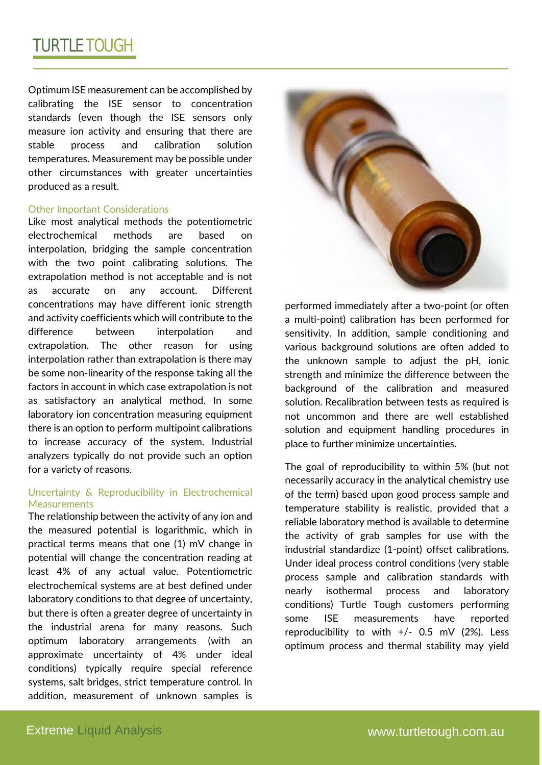Optimum ISE measurement can be accomplished by calibrating the ISE sensor to concentration standards (even though the ISE sensors only measure ion activity and ensuring that there are stable process and calibration solution temperatures. Measurement may be possible under other circumstances with greater uncertainties produced as a result.

### Other Important Considerations

Like most analytical methods the potentiometric electrochemical methods are based on interpolation, bridging the sample concentration with the two point calibrating solutions. The extrapolation method is not acceptable and is not as accurate on any account. Different concentrations may have different ionic strength and activity coefficients which will contribute to the difference between interpolation and extrapolation. The other reason for using interpolation rather than extrapolation is there may be some non-linearity of the response taking all the factors in account in which case extrapolation is not as satisfactory an analytical method. In some laboratory ion concentration measuring equipment there is an option to perform multipoint calibrations to increase accuracy of the system. Industrial analyzers typically do not provide such an option for a variety of reasons.

### Uncertainty & Reproducibility in Electrochemical Measurements

The relationship between the activity of any ion and the measured potential is logarithmic, which in practical terms means that one (1) mV change in potential will change the concentration reading at least 4% of any actual value. Potentiometric electrochemical systems are at best defined under laboratory conditions to that degree of uncertainty, but there is often a greater degree of uncertainty in the industrial arena for many reasons. Such optimum laboratory arrangements (with an approximate uncertainty of 4% under ideal conditions) typically require special reference systems, salt bridges, strict temperature control. In addition, measurement of unknown samples is performed immediately after a two-point (or often a multi-point) calibration has been performed for sensitivity. In addition, sample conditioning and various background solutions are often added to the unknown sample to adjust the pH, ionic strength and minimize the difference between the background of the calibration and measured solution. Recalibration between tests as required is not uncommon and there are well established solution and equipment handling procedures in place to further minimize uncertainties.

The goal of reproducibility to within 5% (but not necessarily accuracy in the analytical chemistry use of the term) based upon good process sample and temperature stability is realistic, provided that a reliable laboratory method is available to determine the activity of grab samples for use with the industrial standardize (1-point) offset calibrations. Under ideal process control conditions (very stable process sample and calibration standards with nearly isothermal process and laboratory conditions) Turtle Tough customers performing some ISE measurements have reported reproducibility to with +/- 0.5 mV (2%). Less optimum process and thermal stability may yield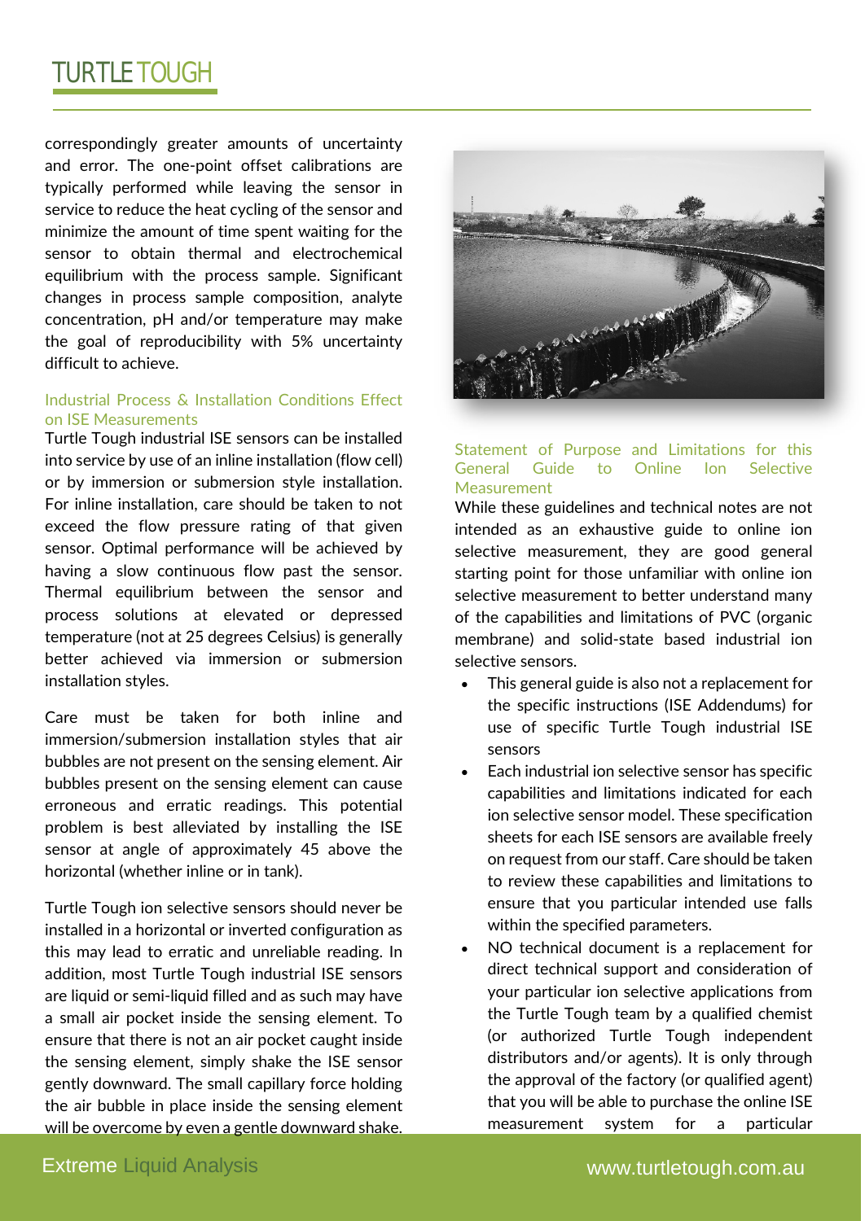correspondingly greater amounts of uncertainty and error. The one-point offset calibrations are typically performed while leaving the sensor in service to reduce the heat cycling of the sensor and minimize the amount of time spent waiting for the sensor to obtain thermal and electrochemical equilibrium with the process sample. Significant changes in process sample composition, analyte concentration, pH and/or temperature may make the goal of reproducibility with 5% uncertainty difficult to achieve.

## Industrial Process & Installation Conditions Effect on ISE Measurements

Turtle Tough industrial ISE sensors can be installed into service by use of an inline installation (flow cell) or by immersion or submersion style installation. For inline installation, care should be taken to not exceed the flow pressure rating of that given sensor. Optimal performance will be achieved by having a slow continuous flow past the sensor. Thermal equilibrium between the sensor and process solutions at elevated or depressed temperature (not at 25 degrees Celsius) is generally better achieved via immersion or submersion installation styles.

Care must be taken for both inline and immersion/submersion installation styles that air bubbles are not present on the sensing element. Air bubbles present on the sensing element can cause erroneous and erratic readings. This potential problem is best alleviated by installing the ISE sensor at angle of approximately 45 above the horizontal (whether inline or in tank).

Turtle Tough ion selective sensors should never be installed in a horizontal or inverted configuration as this may lead to erratic and unreliable reading. In addition, most Turtle Tough industrial ISE sensors are liquid or semi-liquid filled and as such may have a small air pocket inside the sensing element. To ensure that there is not an air pocket caught inside the sensing element, simply shake the ISE sensor gently downward. The small capillary force holding the air bubble in place inside the sensing element will be overcome by even a gentle downward shake.

## Statement of Purpose and Limitations for this General Guide to Online Ion Selective Measurement

While these guidelines and technical notes are not intended as an exhaustive guide to online ion selective measurement, they are good general starting point for those unfamiliar with online ion selective measurement to better understand many of the capabilities and limitations of PVC (organic membrane) and solid-state based industrial ion selective sensors.

- This general guide is also not a replacement for the specific instructions (ISE Addendums) for use of specific Turtle Tough industrial ISE sensors
- Each industrial ion selective sensor has specific capabilities and limitations indicated for each ion selective sensor model. These specification sheets for each ISE sensors are available freely on request from our staff. Care should be taken to review these capabilities and limitations to ensure that you particular intended use falls within the specified parameters.
- NO technical document is a replacement for direct technical support and consideration of your particular ion selective applications from the Turtle Tough team by a qualified chemist (or authorized Turtle Tough independent distributors and/or agents). It is only through the approval of the factory (or qualified agent) that you will be able to purchase the online ISE measurement system for a particular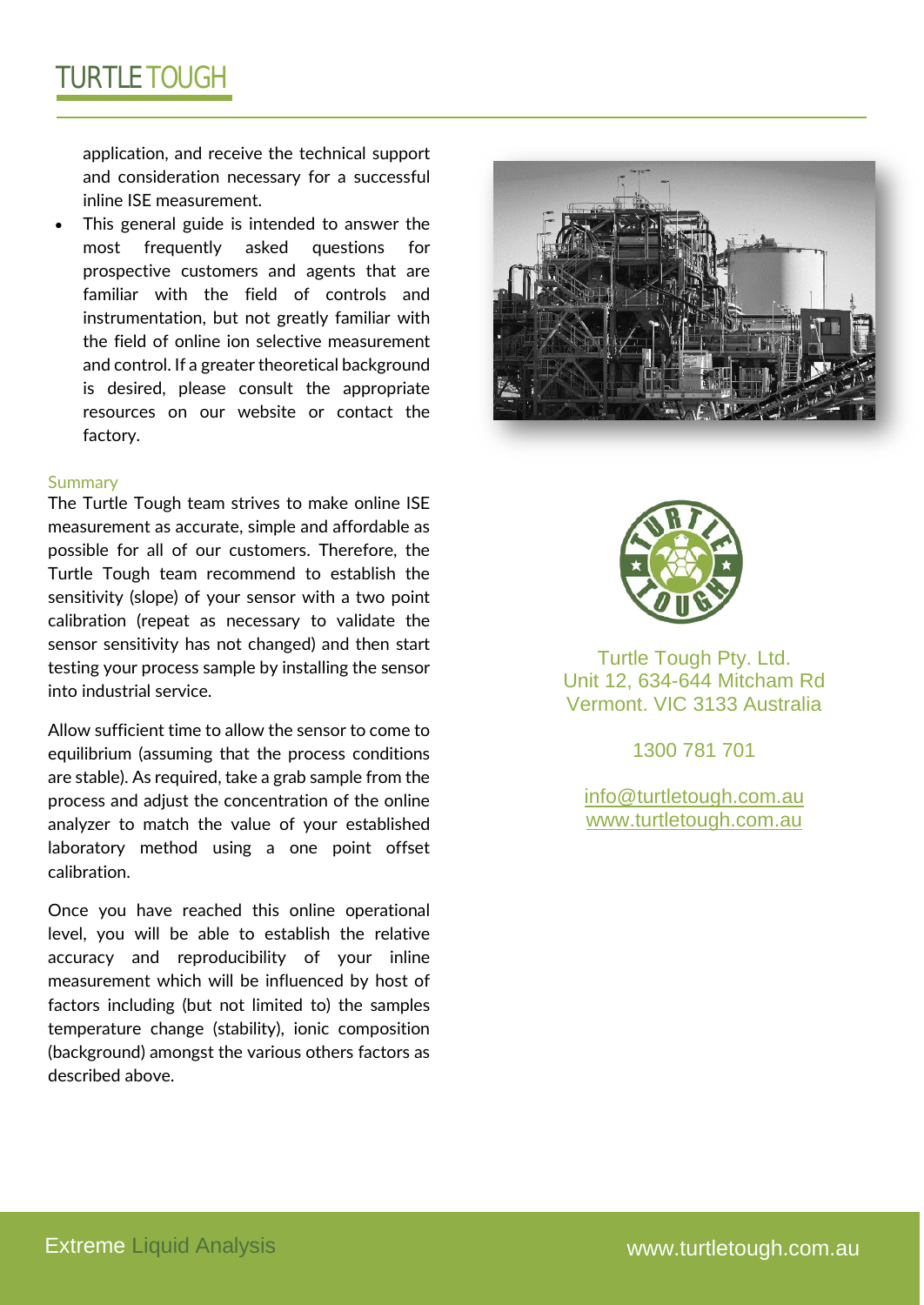application, and receive the technical support and consideration necessary for a successful inline ISE measurement.

- This general guide is intended to answer the most frequently asked questions for prospective customers and agents that are familiar with the field of controls and instrumentation, but not greatly familiar with the field of online ion selective measurement and control. If a greater theoretical background is desired, please consult the appropriate resources on our website or contact the factory.

### Summary

The Turtle Tough team strives to make online ISE measurement as accurate, simple and affordable as possible for all of our customers. Therefore, the Turtle Tough team recommend to establish the sensitivity (slope) of your sensor with a two point calibration (repeat as necessary to validate the sensor sensitivity has not changed) and then start testing your process sample by installing the sensor into industrial service.

Allow sufficient time to allow the sensor to come to equilibrium (assuming that the process conditions are stable). As required, take a grab sample from the process and adjust the concentration of the online analyzer to match the value of your established laboratory method using a one point offset calibration.

Once you have reached this online operational level, you will be able to establish the relative accuracy and reproducibility of your inline measurement which will be influenced by host of factors including (but not limited to) the samples temperature change (stability), ionic composition (background) amongst the various others factors as described above.

Turtle Tough Pty. Ltd.
Unit 12, 634-644 Mitcham Rd
Vermont. VIC 3133 Australia

1300 781 701

info@turtletough.com.au
www.turtletough.com.au